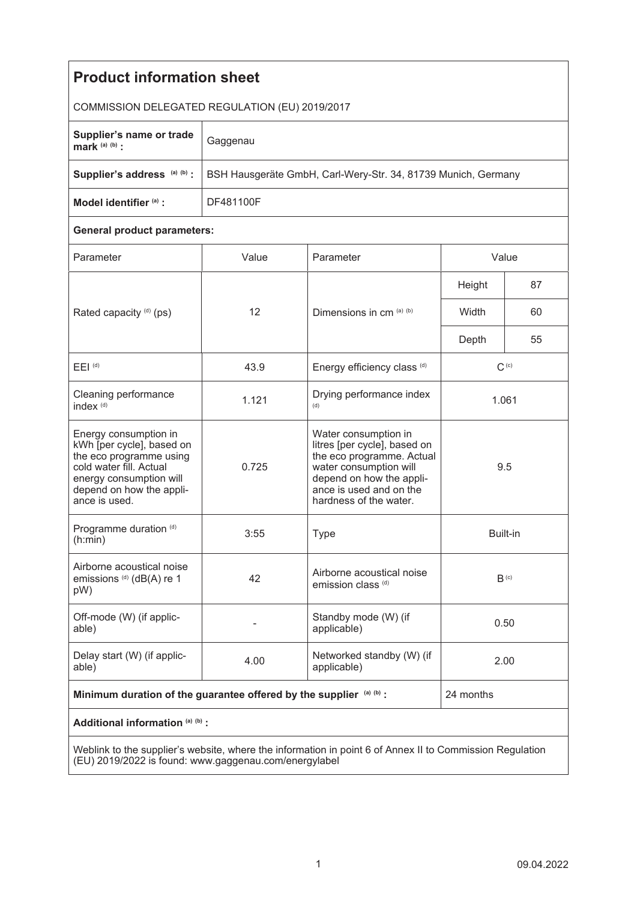# Product information sheet

COMMISSION DELEGATED REGULATION (EU) 2019/2017

| | |
|---|---|
| **Supplier's name or trade mark** (a) (b) **:** | Gaggenau |
| **Supplier's address** (a) (b) **:** | BSH Hausgeräte GmbH, Carl-Wery-Str. 34, 81739 Munich, Germany |
| **Model identifier** (a) **:** | DF481100F |

**General product parameters:**

| Parameter | Value | Parameter | Value | |
|---|---|---|---|---|
| Rated capacity (d) (ps) | 12 | Dimensions in cm (a) (b) | Height | 87 |
| | | | Width | 60 |
| | | | Depth | 55 |
| EEI (d) | 43.9 | Energy efficiency class (d) | C (c) | |
| Cleaning performance index (d) | 1.121 | Drying performance index (d) | 1.061 | |
| Energy consumption in kWh [per cycle], based on the eco programme using cold water fill. Actual energy consumption will depend on how the appliance is used. | 0.725 | Water consumption in litres [per cycle], based on the eco programme. Actual water consumption will depend on how the appliance is used and on the hardness of the water. | 9.5 | |
| Programme duration (d) (h:min) | 3:55 | Type | Built-in | |
| Airborne acoustical noise emissions (d) (dB(A) re 1 pW) | 42 | Airborne acoustical noise emission class (d) | B (c) | |
| Off-mode (W) (if applicable) | - | Standby mode (W) (if applicable) | 0.50 | |
| Delay start (W) (if applicable) | 4.00 | Networked standby (W) (if applicable) | 2.00 | |

| | |
|---|---|
| **Minimum duration of the guarantee offered by the supplier** (a) (b) **:** | 24 months |

**Additional information** (a) (b) **:**

Weblink to the supplier's website, where the information in point 6 of Annex II to Commission Regulation (EU) 2019/2022 is found: www.gaggenau.com/energylabel

09.04.2022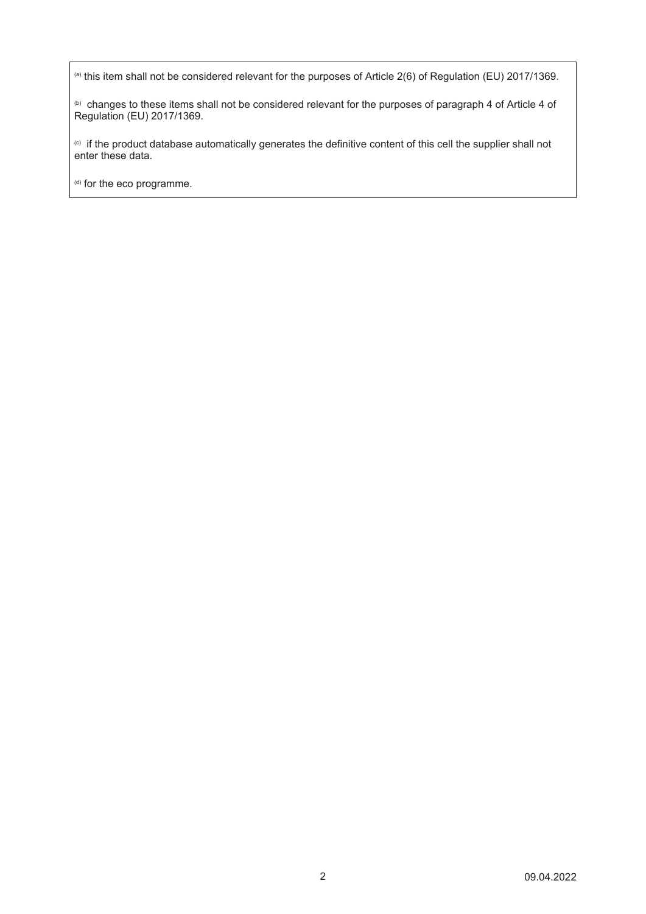[a] this item shall not be considered relevant for the purposes of Article 2(6) of Regulation (EU) 2017/1369.

[b] changes to these items shall not be considered relevant for the purposes of paragraph 4 of Article 4 of Regulation (EU) 2017/1369.

[c] if the product database automatically generates the definitive content of this cell the supplier shall not enter these data.

[d] for the eco programme.